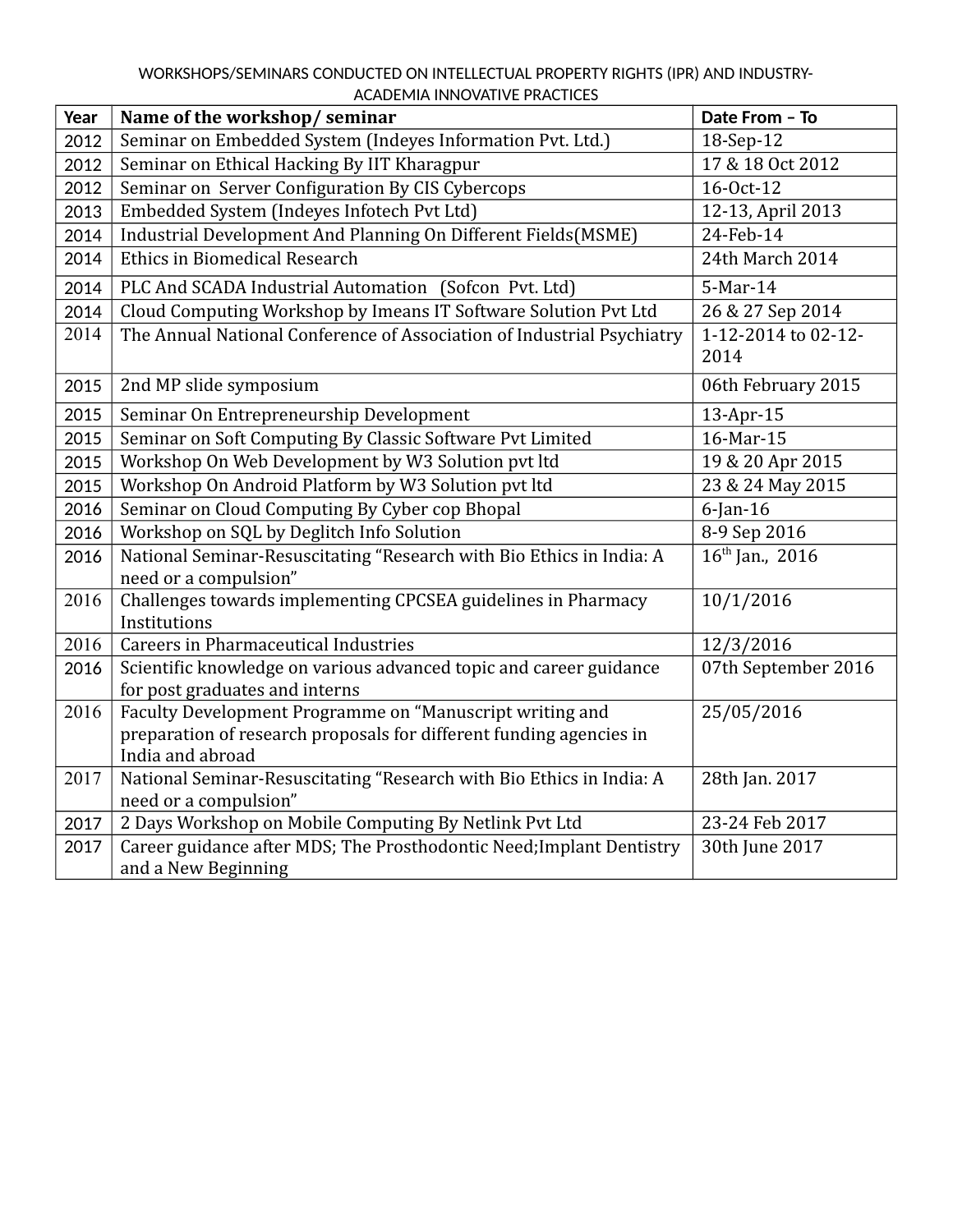WORKSHOPS/SEMINARS CONDUCTED ON INTELLECTUAL PROPERTY RIGHTS (IPR) AND INDUSTRY-ACADEMIA INNOVATIVE PRACTICES

| Year | Name of the workshop/ seminar | Date From – To |
|---|---|---|
| 2012 | Seminar on Embedded System (Indeyes Information Pvt. Ltd.) | 18-Sep-12 |
| 2012 | Seminar on Ethical Hacking By IIT Kharagpur | 17 & 18 Oct 2012 |
| 2012 | Seminar on Server Configuration By CIS Cybercops | 16-Oct-12 |
| 2013 | Embedded System (Indeyes Infotech Pvt Ltd) | 12-13, April 2013 |
| 2014 | Industrial Development And Planning On Different Fields(MSME) | 24-Feb-14 |
| 2014 | Ethics in Biomedical Research | 24th March 2014 |
| 2014 | PLC And SCADA Industrial Automation (Sofcon Pvt. Ltd) | 5-Mar-14 |
| 2014 | Cloud Computing Workshop by Imeans IT Software Solution Pvt Ltd | 26 & 27 Sep 2014 |
| 2014 | The Annual National Conference of Association of Industrial Psychiatry | 1-12-2014 to 02-12-2014 |
| 2015 | 2nd MP slide symposium | 06th February 2015 |
| 2015 | Seminar On Entrepreneurship Development | 13-Apr-15 |
| 2015 | Seminar on Soft Computing By Classic Software Pvt Limited | 16-Mar-15 |
| 2015 | Workshop On Web Development by W3 Solution pvt ltd | 19 & 20 Apr 2015 |
| 2015 | Workshop On Android Platform by W3 Solution pvt ltd | 23 & 24 May 2015 |
| 2016 | Seminar on Cloud Computing By Cyber cop Bhopal | 6-Jan-16 |
| 2016 | Workshop on SQL by Deglitch Info Solution | 8-9 Sep 2016 |
| 2016 | National Seminar-Resuscitating "Research with Bio Ethics in India: A need or a compulsion" | 16th Jan., 2016 |
| 2016 | Challenges towards implementing CPCSEA guidelines in Pharmacy Institutions | 10/1/2016 |
| 2016 | Careers in Pharmaceutical Industries | 12/3/2016 |
| 2016 | Scientific knowledge on various advanced topic and career guidance for post graduates and interns | 07th September 2016 |
| 2016 | Faculty Development Programme on "Manuscript writing and preparation of research proposals for different funding agencies in India and abroad | 25/05/2016 |
| 2017 | National Seminar-Resuscitating "Research with Bio Ethics in India: A need or a compulsion" | 28th Jan. 2017 |
| 2017 | 2 Days Workshop on Mobile Computing By Netlink Pvt Ltd | 23-24 Feb 2017 |
| 2017 | Career guidance after MDS; The Prosthodontic Need;Implant Dentistry and a New Beginning | 30th June 2017 |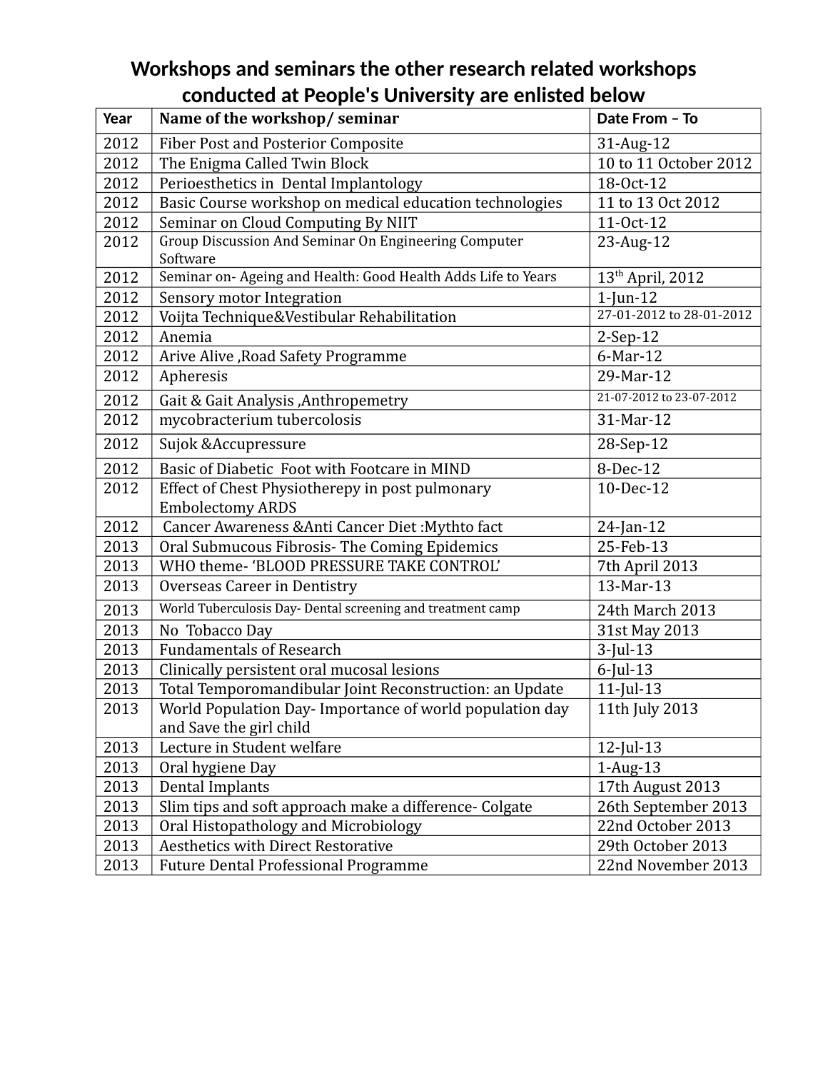# Workshops and seminars the other research related workshops conducted at People's University are enlisted below

| Year | Name of the workshop/ seminar | Date From – To |
|---|---|---|
| 2012 | Fiber Post and Posterior Composite | 31-Aug-12 |
| 2012 | The Enigma Called Twin Block | 10 to 11 October 2012 |
| 2012 | Perioesthetics in Dental Implantology | 18-Oct-12 |
| 2012 | Basic Course workshop on medical education technologies | 11 to 13 Oct 2012 |
| 2012 | Seminar on Cloud Computing By NIIT | 11-Oct-12 |
| 2012 | Group Discussion And Seminar On Engineering Computer Software | 23-Aug-12 |
| 2012 | Seminar on- Ageing and Health: Good Health Adds Life to Years | 13th April, 2012 |
| 2012 | Sensory motor Integration | 1-Jun-12 |
| 2012 | Voijta Technique&Vestibular Rehabilitation | 27-01-2012 to 28-01-2012 |
| 2012 | Anemia | 2-Sep-12 |
| 2012 | Arive Alive ,Road Safety Programme | 6-Mar-12 |
| 2012 | Apheresis | 29-Mar-12 |
| 2012 | Gait & Gait Analysis ,Anthropemetry | 21-07-2012 to 23-07-2012 |
| 2012 | mycobracterium tubercolosis | 31-Mar-12 |
| 2012 | Sujok &Accupressure | 28-Sep-12 |
| 2012 | Basic of Diabetic Foot with Footcare in MIND | 8-Dec-12 |
| 2012 | Effect of Chest Physiotherepy in post pulmonary Embolectomy ARDS | 10-Dec-12 |
| 2012 | Cancer Awareness &Anti Cancer Diet :Mythto fact | 24-Jan-12 |
| 2013 | Oral Submucous Fibrosis- The Coming Epidemics | 25-Feb-13 |
| 2013 | WHO theme- 'BLOOD PRESSURE TAKE CONTROL' | 7th April 2013 |
| 2013 | Overseas Career in Dentistry | 13-Mar-13 |
| 2013 | World Tuberculosis Day- Dental screening and treatment camp | 24th March 2013 |
| 2013 | No Tobacco Day | 31st May 2013 |
| 2013 | Fundamentals of Research | 3-Jul-13 |
| 2013 | Clinically persistent oral mucosal lesions | 6-Jul-13 |
| 2013 | Total Temporomandibular Joint Reconstruction: an Update | 11-Jul-13 |
| 2013 | World Population Day- Importance of world population day and Save the girl child | 11th July 2013 |
| 2013 | Lecture in Student welfare | 12-Jul-13 |
| 2013 | Oral hygiene Day | 1-Aug-13 |
| 2013 | Dental Implants | 17th August 2013 |
| 2013 | Slim tips and soft approach make a difference- Colgate | 26th September 2013 |
| 2013 | Oral Histopathology and Microbiology | 22nd October 2013 |
| 2013 | Aesthetics with Direct Restorative | 29th October 2013 |
| 2013 | Future Dental Professional Programme | 22nd November 2013 |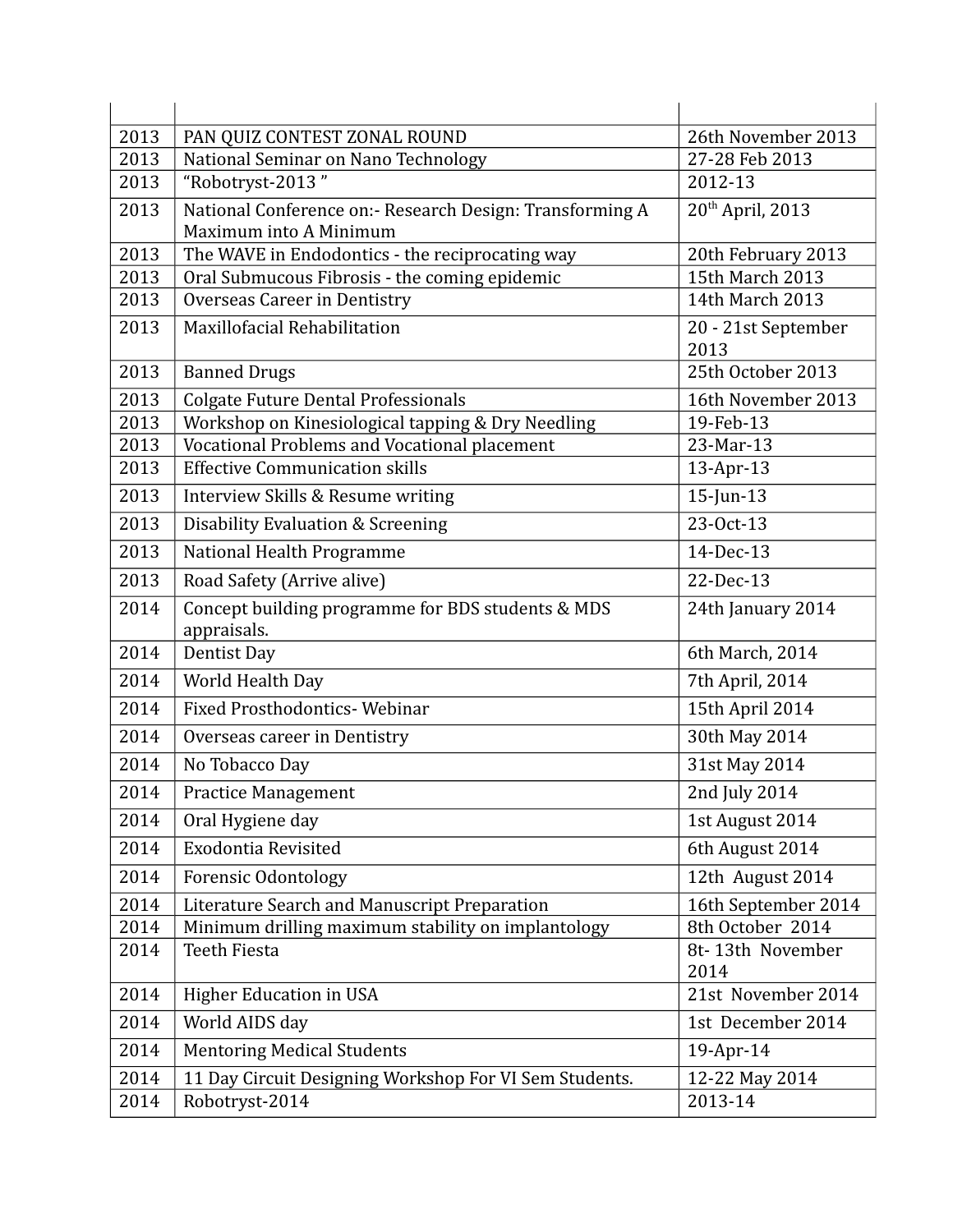| | | |
|---|---|---|
| 2013 | PAN QUIZ CONTEST ZONAL ROUND | 26th November 2013 |
| 2013 | National Seminar on Nano Technology | 27-28 Feb 2013 |
| 2013 | “Robotryst-2013 ” | 2012-13 |
| 2013 | National Conference on:- Research Design: Transforming A Maximum into A Minimum | 20th April, 2013 |
| 2013 | The WAVE in Endodontics - the reciprocating way | 20th February 2013 |
| 2013 | Oral Submucous Fibrosis - the coming epidemic | 15th March 2013 |
| 2013 | Overseas Career in Dentistry | 14th March 2013 |
| 2013 | Maxillofacial Rehabilitation | 20 - 21st September 2013 |
| 2013 | Banned Drugs | 25th October 2013 |
| 2013 | Colgate Future Dental Professionals | 16th November 2013 |
| 2013 | Workshop on Kinesiological tapping & Dry Needling | 19-Feb-13 |
| 2013 | Vocational Problems and Vocational placement | 23-Mar-13 |
| 2013 | Effective Communication skills | 13-Apr-13 |
| 2013 | Interview Skills & Resume writing | 15-Jun-13 |
| 2013 | Disability Evaluation & Screening | 23-Oct-13 |
| 2013 | National Health Programme | 14-Dec-13 |
| 2013 | Road Safety (Arrive alive) | 22-Dec-13 |
| 2014 | Concept building programme for BDS students & MDS appraisals. | 24th January 2014 |
| 2014 | Dentist Day | 6th March, 2014 |
| 2014 | World Health Day | 7th April, 2014 |
| 2014 | Fixed Prosthodontics- Webinar | 15th April 2014 |
| 2014 | Overseas career in Dentistry | 30th May 2014 |
| 2014 | No Tobacco Day | 31st May 2014 |
| 2014 | Practice Management | 2nd July 2014 |
| 2014 | Oral Hygiene day | 1st August 2014 |
| 2014 | Exodontia Revisited | 6th August 2014 |
| 2014 | Forensic Odontology | 12th August 2014 |
| 2014 | Literature Search and Manuscript Preparation | 16th September 2014 |
| 2014 | Minimum drilling maximum stability on implantology | 8th October 2014 |
| 2014 | Teeth Fiesta | 8t- 13th November 2014 |
| 2014 | Higher Education in USA | 21st November 2014 |
| 2014 | World AIDS day | 1st December 2014 |
| 2014 | Mentoring Medical Students | 19-Apr-14 |
| 2014 | 11 Day Circuit Designing Workshop For VI Sem Students. | 12-22 May 2014 |
| 2014 | Robotryst-2014 | 2013-14 |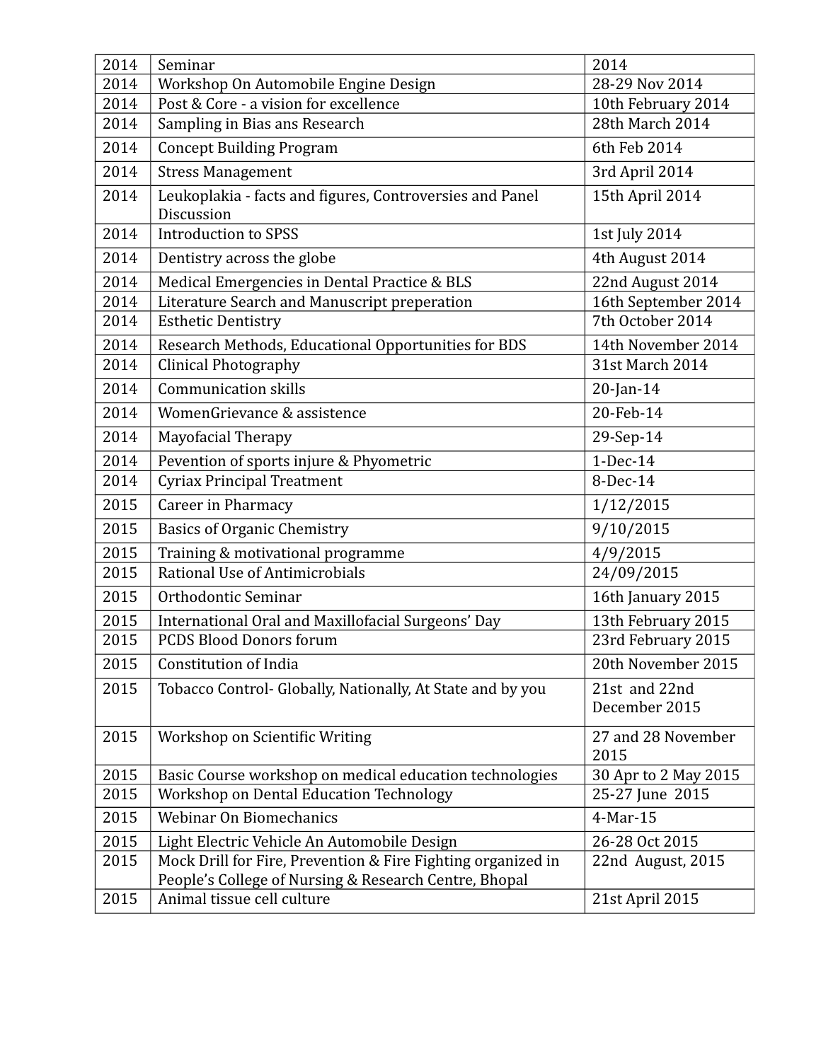| 2014 | Seminar | 2014 |
|---|---|---|
| 2014 | Workshop On Automobile Engine Design | 28-29 Nov 2014 |
| 2014 | Post & Core - a vision for excellence | 10th February 2014 |
| 2014 | Sampling in Bias ans Research | 28th March 2014 |
| 2014 | Concept Building Program | 6th Feb 2014 |
| 2014 | Stress Management | 3rd April 2014 |
| 2014 | Leukoplakia - facts and figures, Controversies and Panel Discussion | 15th April 2014 |
| 2014 | Introduction to SPSS | 1st July 2014 |
| 2014 | Dentistry across the globe | 4th August 2014 |
| 2014 | Medical Emergencies in Dental Practice & BLS | 22nd August 2014 |
| 2014 | Literature Search and Manuscript preperation | 16th September 2014 |
| 2014 | Esthetic Dentistry | 7th October 2014 |
| 2014 | Research Methods, Educational Opportunities for BDS | 14th November 2014 |
| 2014 | Clinical Photography | 31st March 2014 |
| 2014 | Communication skills | 20-Jan-14 |
| 2014 | WomenGrievance & assistence | 20-Feb-14 |
| 2014 | Mayofacial Therapy | 29-Sep-14 |
| 2014 | Pevention of sports injure & Phyometric | 1-Dec-14 |
| 2014 | Cyriax Principal Treatment | 8-Dec-14 |
| 2015 | Career in Pharmacy | 1/12/2015 |
| 2015 | Basics of Organic Chemistry | 9/10/2015 |
| 2015 | Training & motivational programme | 4/9/2015 |
| 2015 | Rational Use of Antimicrobials | 24/09/2015 |
| 2015 | Orthodontic Seminar | 16th January 2015 |
| 2015 | International Oral and Maxillofacial Surgeons' Day | 13th February 2015 |
| 2015 | PCDS Blood Donors forum | 23rd February 2015 |
| 2015 | Constitution of India | 20th November 2015 |
| 2015 | Tobacco Control- Globally, Nationally, At State and by you | 21st and 22nd December 2015 |
| 2015 | Workshop on Scientific Writing | 27 and 28 November 2015 |
| 2015 | Basic Course workshop on medical education technologies | 30 Apr to 2 May 2015 |
| 2015 | Workshop on Dental Education Technology | 25-27 June 2015 |
| 2015 | Webinar On Biomechanics | 4-Mar-15 |
| 2015 | Light Electric Vehicle An Automobile Design | 26-28 Oct 2015 |
| 2015 | Mock Drill for Fire, Prevention & Fire Fighting organized in People's College of Nursing & Research Centre, Bhopal | 22nd August, 2015 |
| 2015 | Animal tissue cell culture | 21st April 2015 |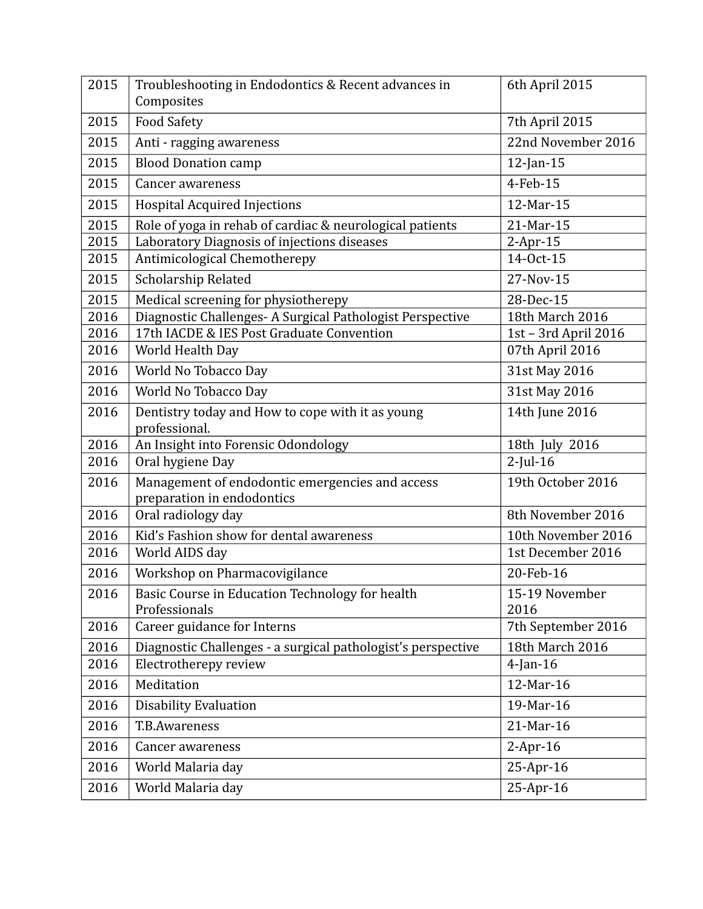| 2015 | Troubleshooting in Endodontics & Recent advances in Composites | 6th April 2015 |
|---|---|---|
| 2015 | Food Safety | 7th April 2015 |
| 2015 | Anti - ragging awareness | 22nd November 2016 |
| 2015 | Blood Donation camp | 12-Jan-15 |
| 2015 | Cancer awareness | 4-Feb-15 |
| 2015 | Hospital Acquired Injections | 12-Mar-15 |
| 2015 | Role of yoga in rehab of cardiac & neurological patients | 21-Mar-15 |
| 2015 | Laboratory Diagnosis of injections diseases | 2-Apr-15 |
| 2015 | Antimicological Chemotherepy | 14-Oct-15 |
| 2015 | Scholarship Related | 27-Nov-15 |
| 2015 | Medical screening for physiotherepy | 28-Dec-15 |
| 2016 | Diagnostic Challenges- A Surgical Pathologist Perspective | 18th March 2016 |
| 2016 | 17th IACDE & IES Post Graduate Convention | 1st – 3rd April 2016 |
| 2016 | World Health Day | 07th April 2016 |
| 2016 | World No Tobacco Day | 31st May 2016 |
| 2016 | World No Tobacco Day | 31st May 2016 |
| 2016 | Dentistry today and How to cope with it as young professional. | 14th June 2016 |
| 2016 | An Insight into Forensic Odondology | 18th July 2016 |
| 2016 | Oral hygiene Day | 2-Jul-16 |
| 2016 | Management of endodontic emergencies and access preparation in endodontics | 19th October 2016 |
| 2016 | Oral radiology day | 8th November 2016 |
| 2016 | Kid's Fashion show for dental awareness | 10th November 2016 |
| 2016 | World AIDS day | 1st December 2016 |
| 2016 | Workshop on Pharmacovigilance | 20-Feb-16 |
| 2016 | Basic Course in Education Technology for health Professionals | 15-19 November 2016 |
| 2016 | Career guidance for Interns | 7th September 2016 |
| 2016 | Diagnostic Challenges - a surgical pathologist's perspective | 18th March 2016 |
| 2016 | Electrotherepy review | 4-Jan-16 |
| 2016 | Meditation | 12-Mar-16 |
| 2016 | Disability Evaluation | 19-Mar-16 |
| 2016 | T.B.Awareness | 21-Mar-16 |
| 2016 | Cancer awareness | 2-Apr-16 |
| 2016 | World Malaria day | 25-Apr-16 |
| 2016 | World Malaria day | 25-Apr-16 |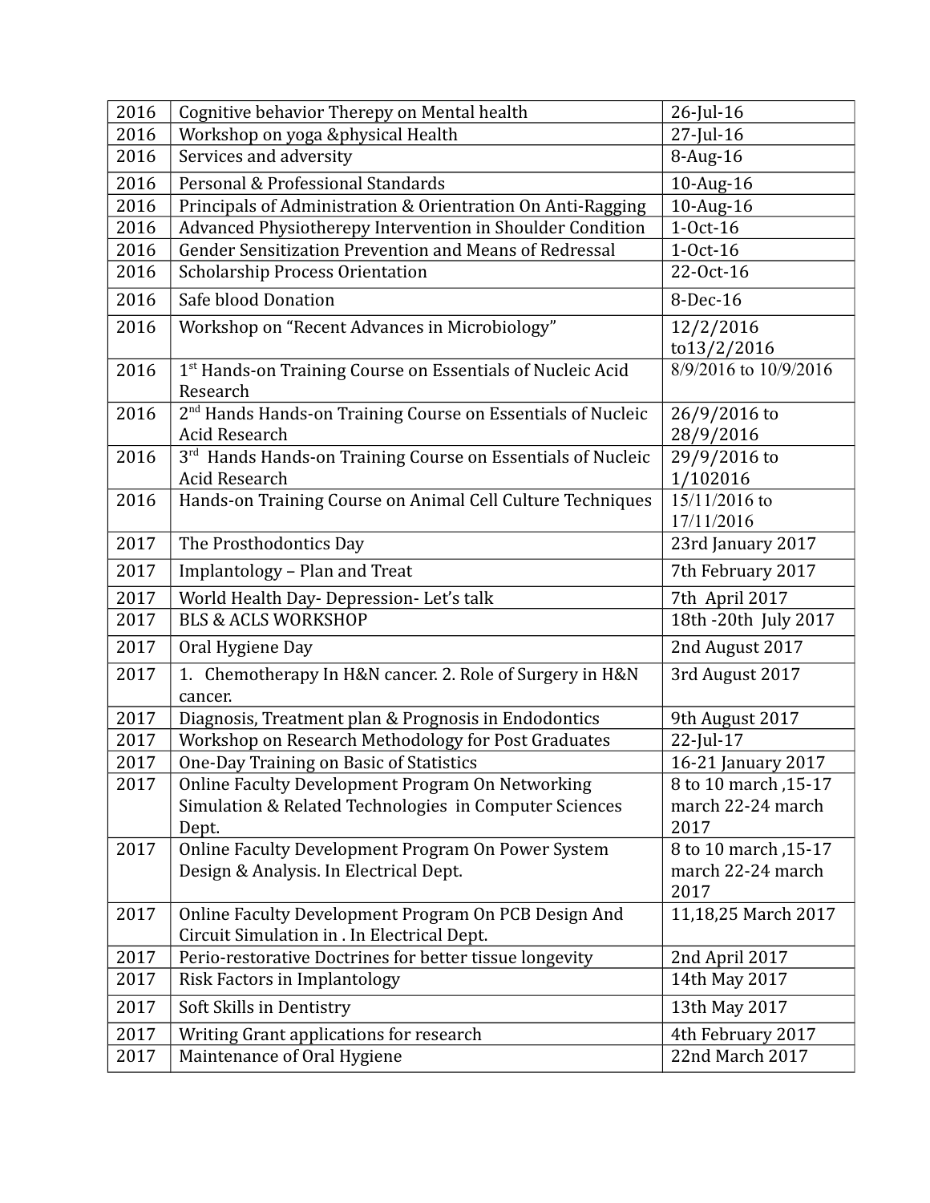| 2016 | Cognitive behavior Therepy on Mental health | 26-Jul-16 |
|---|---|---|
| 2016 | Workshop on yoga &physical Health | 27-Jul-16 |
| 2016 | Services and adversity | 8-Aug-16 |
| 2016 | Personal & Professional Standards | 10-Aug-16 |
| 2016 | Principals of Administration & Orientration On Anti-Ragging | 10-Aug-16 |
| 2016 | Advanced Physiotherepy Intervention in Shoulder Condition | 1-Oct-16 |
| 2016 | Gender Sensitization Prevention and Means of Redressal | 1-Oct-16 |
| 2016 | Scholarship Process Orientation | 22-Oct-16 |
| 2016 | Safe blood Donation | 8-Dec-16 |
| 2016 | Workshop on “Recent Advances in Microbiology” | 12/2/2016 to13/2/2016 |
| 2016 | 1st Hands-on Training Course on Essentials of Nucleic Acid Research | 8/9/2016 to 10/9/2016 |
| 2016 | 2nd Hands Hands-on Training Course on Essentials of Nucleic Acid Research | 26/9/2016 to 28/9/2016 |
| 2016 | 3rd Hands Hands-on Training Course on Essentials of Nucleic Acid Research | 29/9/2016 to 1/102016 |
| 2016 | Hands-on Training Course on Animal Cell Culture Techniques | 15/11/2016 to 17/11/2016 |
| 2017 | The Prosthodontics Day | 23rd January 2017 |
| 2017 | Implantology – Plan and Treat | 7th February 2017 |
| 2017 | World Health Day- Depression- Let’s talk | 7th April 2017 |
| 2017 | BLS & ACLS WORKSHOP | 18th -20th July 2017 |
| 2017 | Oral Hygiene Day | 2nd August 2017 |
| 2017 | 1. Chemotherapy In H&N cancer. 2. Role of Surgery in H&N cancer. | 3rd August 2017 |
| 2017 | Diagnosis, Treatment plan & Prognosis in Endodontics | 9th August 2017 |
| 2017 | Workshop on Research Methodology for Post Graduates | 22-Jul-17 |
| 2017 | One-Day Training on Basic of Statistics | 16-21 January 2017 |
| 2017 | Online Faculty Development Program On Networking Simulation & Related Technologies in Computer Sciences Dept. | 8 to 10 march ,15-17 march 22-24 march 2017 |
| 2017 | Online Faculty Development Program On Power System Design & Analysis. In Electrical Dept. | 8 to 10 march ,15-17 march 22-24 march 2017 |
| 2017 | Online Faculty Development Program On PCB Design And Circuit Simulation in . In Electrical Dept. | 11,18,25 March 2017 |
| 2017 | Perio-restorative Doctrines for better tissue longevity | 2nd April 2017 |
| 2017 | Risk Factors in Implantology | 14th May 2017 |
| 2017 | Soft Skills in Dentistry | 13th May 2017 |
| 2017 | Writing Grant applications for research | 4th February 2017 |
| 2017 | Maintenance of Oral Hygiene | 22nd March 2017 |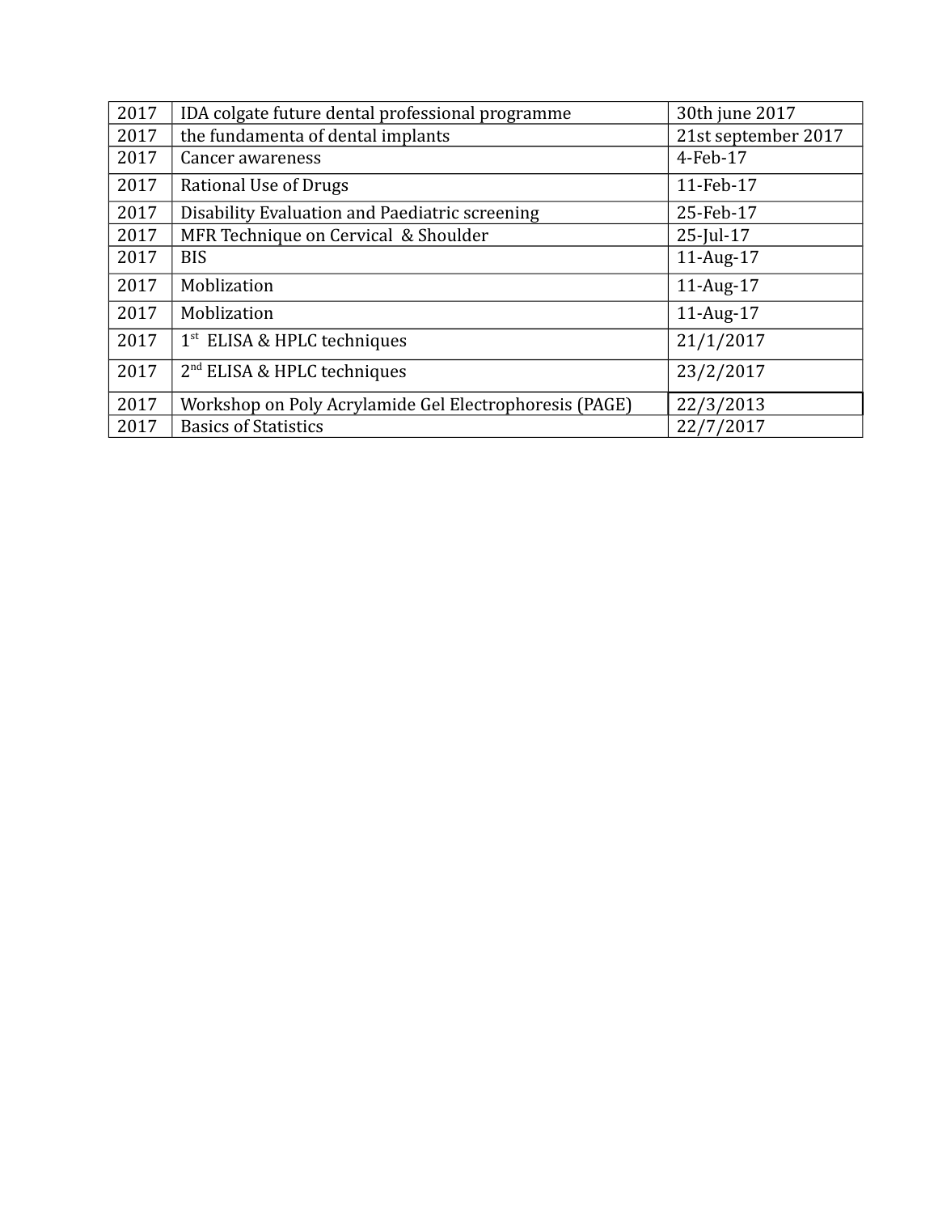| | | |
|---|---|---|
| 2017 | IDA colgate future dental professional programme | 30th june 2017 |
| 2017 | the fundamenta of dental implants | 21st september 2017 |
| 2017 | Cancer awareness | 4-Feb-17 |
| 2017 | Rational Use of Drugs | 11-Feb-17 |
| 2017 | Disability Evaluation and Paediatric screening | 25-Feb-17 |
| 2017 | MFR Technique on Cervical & Shoulder | 25-Jul-17 |
| 2017 | BIS | 11-Aug-17 |
| 2017 | Moblization | 11-Aug-17 |
| 2017 | Moblization | 11-Aug-17 |
| 2017 | 1st ELISA & HPLC techniques | 21/1/2017 |
| 2017 | 2nd ELISA & HPLC techniques | 23/2/2017 |
| 2017 | Workshop on Poly Acrylamide Gel Electrophoresis (PAGE) | 22/3/2013 |
| 2017 | Basics of Statistics | 22/7/2017 |